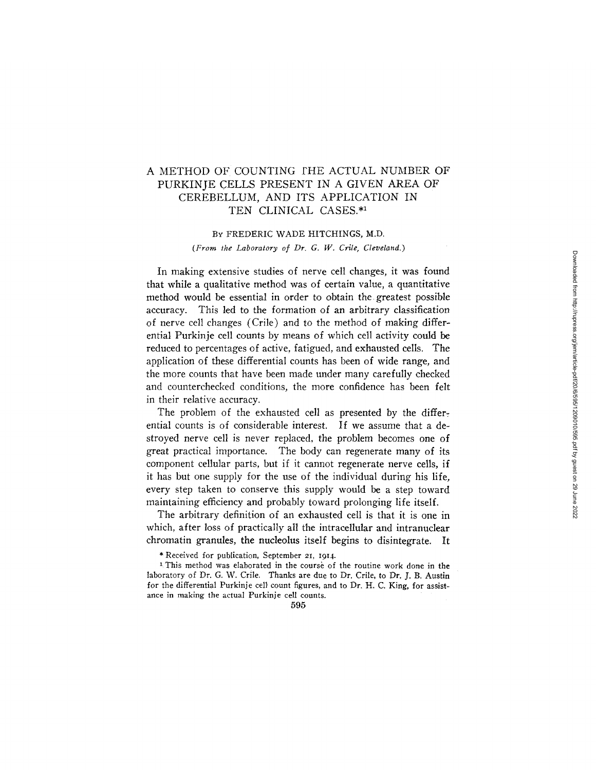# A METHOD OF COUNTING THE ACTUAL NUMBER OF PURKINJE CELLS PRESENT IN A GIVEN AREA OF CEREBELLUM, AND ITS APPLICATION IN TEN CLINICAL CASES.*[1]

By FREDERIC WADE HITCHINGS, M.D.

*(From the Laboratory of Dr. G. W. Crile, Cleveland.)*

In making extensive studies of nerve cell changes, it was found that while a qualitative method was of certain value, a quantitative method would be essential in order to obtain the greatest possible accuracy. This led to the formation of an arbitrary classification of nerve cell changes (Crile) and to the method of making differential Purkinje cell counts by means of which cell activity could be reduced to percentages of active, fatigued, and exhausted cells. The application of these differential counts has been of wide range, and the more counts that have been made under many carefully checked and counterchecked conditions, the more confidence has been felt in their relative accuracy.

The problem of the exhausted cell as presented by the differential counts is of considerable interest. If we assume that a destroyed nerve cell is never replaced, the problem becomes one of great practical importance. The body can regenerate many of its component cellular parts, but if it cannot regenerate nerve cells, if it has but one supply for the use of the individual during his life, every step taken to conserve this supply would be a step toward maintaining efficiency and probably toward prolonging life itself.

The arbitrary definition of an exhausted cell is that it is one in which, after loss of practically all the intracellular and intranuclear chromatin granules, the nucleolus itself begins to disintegrate. It

* Received for publication, September 21, 1914.

[1] This method was elaborated in the course of the routine work done in the laboratory of Dr. G. W. Crile. Thanks are due to Dr. Crile, to Dr. J. B. Austin for the differential Purkinje cell count figures, and to Dr. H. C. King, for assistance in making the actual Purkinje cell counts.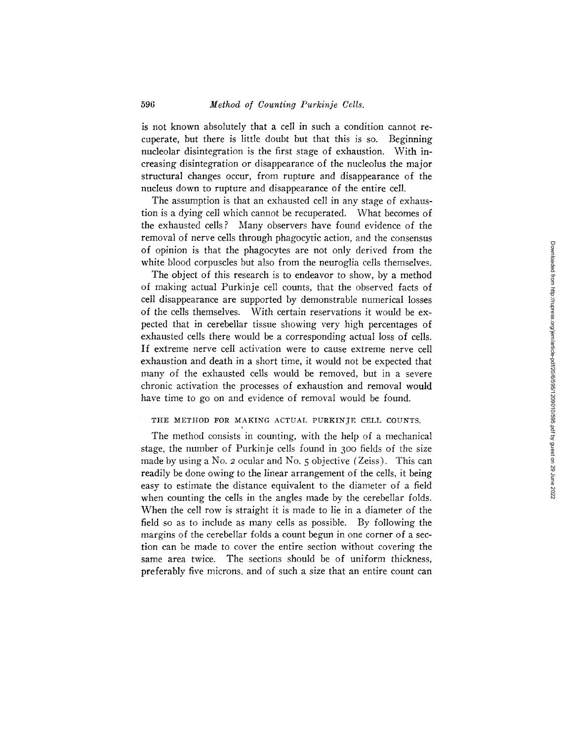is not known absolutely that a cell in such a condition cannot recuperate, but there is little doubt but that this is so. Beginning nucleolar disintegration is the first stage of exhaustion. With increasing disintegration or disappearance of the nucleolus the major structural changes occur, from rupture and disappearance of the nucleus down to rupture and disappearance of the entire cell.

The assumption is that an exhausted cell in any stage of exhaustion is a dying cell which cannot be recuperated. What becomes of the exhausted cells? Many observers have found evidence of the removal of nerve cells through phagocytic action, and the consensus of opinion is that the phagocytes are not only derived from the white blood corpuscles but also from the neuroglia cells themselves.

The object of this research is to endeavor to show, by a method of making actual Purkinje cell counts, that the observed facts of cell disappearance are supported by demonstrable numerical losses of the cells themselves. With certain reservations it would be expected that in cerebellar tissue showing very high percentages of exhausted cells there would be a corresponding actual loss of cells. If extreme nerve cell activation were to cause extreme nerve cell exhaustion and death in a short time, it would not be expected that many of the exhausted cells would be removed, but in a severe chronic activation the processes of exhaustion and removal would have time to go on and evidence of removal would be found.

## THE METHOD FOR MAKING ACTUAL PURKINJE CELL COUNTS.

The method consists in counting, with the help of a mechanical stage, the number of Purkinje cells found in 300 fields of the size made by using a No. 2 ocular and No. 5 objective (Zeiss). This can readily be done owing to the linear arrangement of the cells, it being easy to estimate the distance equivalent to the diameter of a field when counting the cells in the angles made by the cerebellar folds. When the cell row is straight it is made to lie in a diameter of the field so as to include as many cells as possible. By following the margins of the cerebellar folds a count begun in one corner of a section can be made to cover the entire section without covering the same area twice. The sections should be of uniform thickness, preferably five microns, and of such a size that an entire count can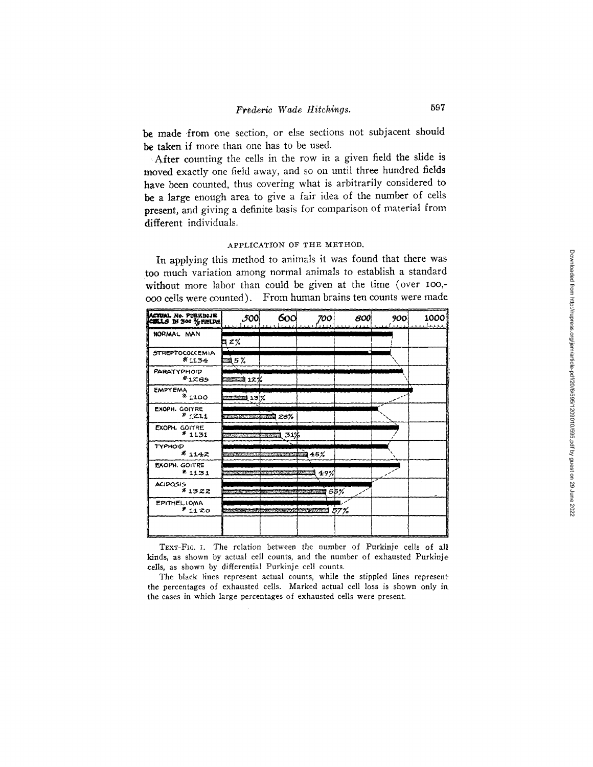be made from one section, or else sections not subjacent should be taken if more than one has to be used.

After counting the cells in the row in a given field the slide is moved exactly one field away, and so on until three hundred fields have been counted, thus covering what is arbitrarily considered to be a large enough area to give a fair idea of the number of cells present, and giving a definite basis for comparison of material from different individuals.

## APPLICATION OF THE METHOD.

In applying this method to animals it was found that there was too much variation among normal animals to establish a standard without more labor than could be given at the time (over 100,000 cells were counted). From human brains ten counts were made

| ACTUAL No. PURKINJE CELLS IN 300 ⅔ FIELDS | Exhausted cells |
|---|---|
| NORMAL MAN | 2% |
| STREPTOCOCCEMIA * 1134 | 5% |
| PARATYPHOID * 1285 | 12% |
| EMPYEMA * 1100 | 13% |
| EXOPH. GOITRE * 1211 | 28% |
| EXOPH. GOITRE * 1131 | 31% |
| TYPHOID * 1142 | 45% |
| EXOPH. GOITRE * 1131 | 49% |
| ACIDOSIS * 1322 | 55% |
| EPITHELIOMA * 1120 | 57% |

Scale: 500, 600, 700, 800, 900, 1000

TEXT-FIG. 1. The relation between the number of Purkinje cells of all kinds, as shown by actual cell counts, and the number of exhausted Purkinje cells, as shown by differential Purkinje cell counts.

The black lines represent actual counts, while the stippled lines represent the percentages of exhausted cells. Marked actual cell loss is shown only in the cases in which large percentages of exhausted cells were present.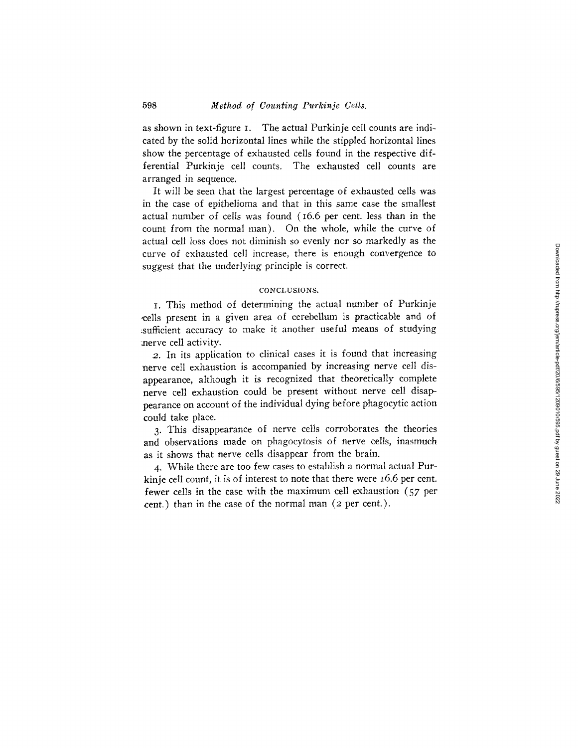as shown in text-figure 1. The actual Purkinje cell counts are indicated by the solid horizontal lines while the stippled horizontal lines show the percentage of exhausted cells found in the respective differential Purkinje cell counts. The exhausted cell counts are arranged in sequence.

It will be seen that the largest percentage of exhausted cells was in the case of epithelioma and that in this same case the smallest actual number of cells was found (16.6 per cent. less than in the count from the normal man). On the whole, while the curve of actual cell loss does not diminish so evenly nor so markedly as the curve of exhausted cell increase, there is enough convergence to suggest that the underlying principle is correct.

## CONCLUSIONS.

1. This method of determining the actual number of Purkinje cells present in a given area of cerebellum is practicable and of sufficient accuracy to make it another useful means of studying nerve cell activity.

2. In its application to clinical cases it is found that increasing nerve cell exhaustion is accompanied by increasing nerve cell disappearance, although it is recognized that theoretically complete nerve cell exhaustion could be present without nerve cell disappearance on account of the individual dying before phagocytic action could take place.

3. This disappearance of nerve cells corroborates the theories and observations made on phagocytosis of nerve cells, inasmuch as it shows that nerve cells disappear from the brain.

4. While there are too few cases to establish a normal actual Purkinje cell count, it is of interest to note that there were 16.6 per cent. fewer cells in the case with the maximum cell exhaustion (57 per cent.) than in the case of the normal man (2 per cent.).